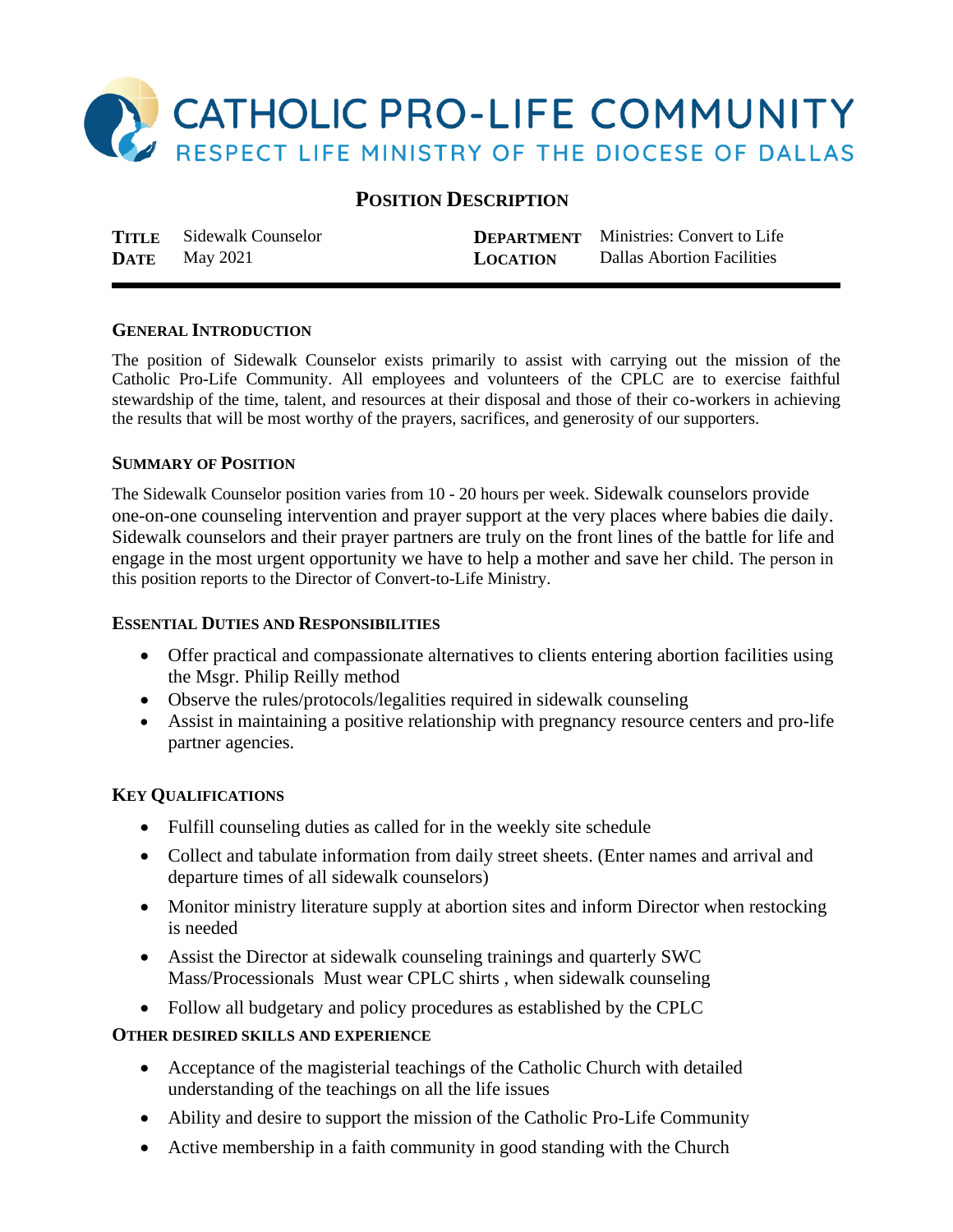# CATHOLIC PRO-LIFE COMMUNITY

RESPECT LIFE MINISTRY OF THE DIOCESE OF DALLAS

## POSITION DESCRIPTION

| | | | |
|---|---|---|---|
| **TITLE** | Sidewalk Counselor | **DEPARTMENT** | Ministries: Convert to Life |
| **DATE** | May 2021 | **LOCATION** | Dallas Abortion Facilities |

### GENERAL INTRODUCTION

The position of Sidewalk Counselor exists primarily to assist with carrying out the mission of the Catholic Pro-Life Community. All employees and volunteers of the CPLC are to exercise faithful stewardship of the time, talent, and resources at their disposal and those of their co-workers in achieving the results that will be most worthy of the prayers, sacrifices, and generosity of our supporters.

### SUMMARY OF POSITION

The Sidewalk Counselor position varies from 10 - 20 hours per week. Sidewalk counselors provide one-on-one counseling intervention and prayer support at the very places where babies die daily. Sidewalk counselors and their prayer partners are truly on the front lines of the battle for life and engage in the most urgent opportunity we have to help a mother and save her child. The person in this position reports to the Director of Convert-to-Life Ministry.

### ESSENTIAL DUTIES AND RESPONSIBILITIES

- Offer practical and compassionate alternatives to clients entering abortion facilities using the Msgr. Philip Reilly method
- Observe the rules/protocols/legalities required in sidewalk counseling
- Assist in maintaining a positive relationship with pregnancy resource centers and pro-life partner agencies.

### KEY QUALIFICATIONS

- Fulfill counseling duties as called for in the weekly site schedule
- Collect and tabulate information from daily street sheets. (Enter names and arrival and departure times of all sidewalk counselors)
- Monitor ministry literature supply at abortion sites and inform Director when restocking is needed
- Assist the Director at sidewalk counseling trainings and quarterly SWC Mass/Processionals  Must wear CPLC shirts , when sidewalk counseling
- Follow all budgetary and policy procedures as established by the CPLC

### OTHER DESIRED SKILLS AND EXPERIENCE

- Acceptance of the magisterial teachings of the Catholic Church with detailed understanding of the teachings on all the life issues
- Ability and desire to support the mission of the Catholic Pro-Life Community
- Active membership in a faith community in good standing with the Church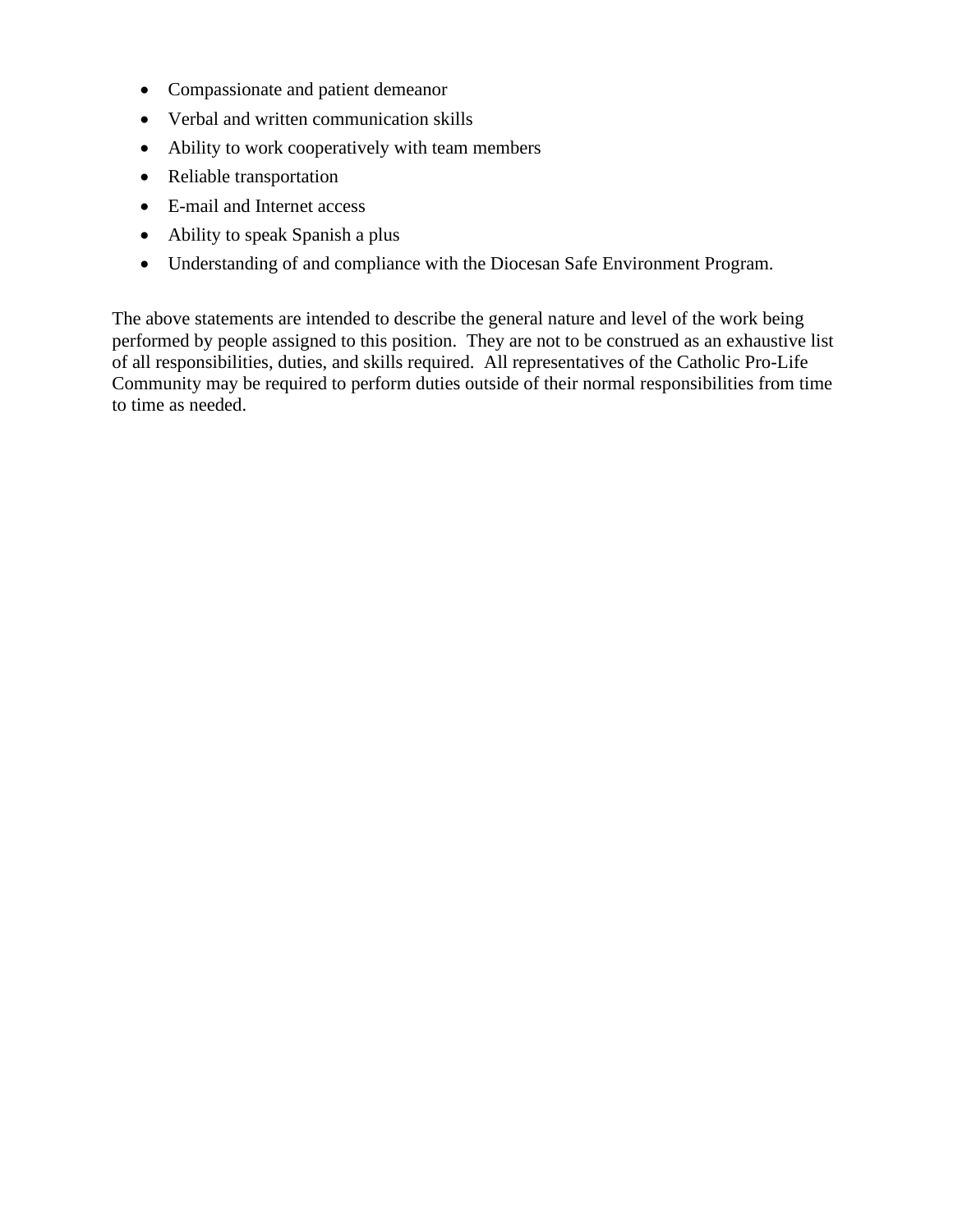- Compassionate and patient demeanor
- Verbal and written communication skills
- Ability to work cooperatively with team members
- Reliable transportation
- E-mail and Internet access
- Ability to speak Spanish a plus
- Understanding of and compliance with the Diocesan Safe Environment Program.

The above statements are intended to describe the general nature and level of the work being performed by people assigned to this position. They are not to be construed as an exhaustive list of all responsibilities, duties, and skills required. All representatives of the Catholic Pro-Life Community may be required to perform duties outside of their normal responsibilities from time to time as needed.